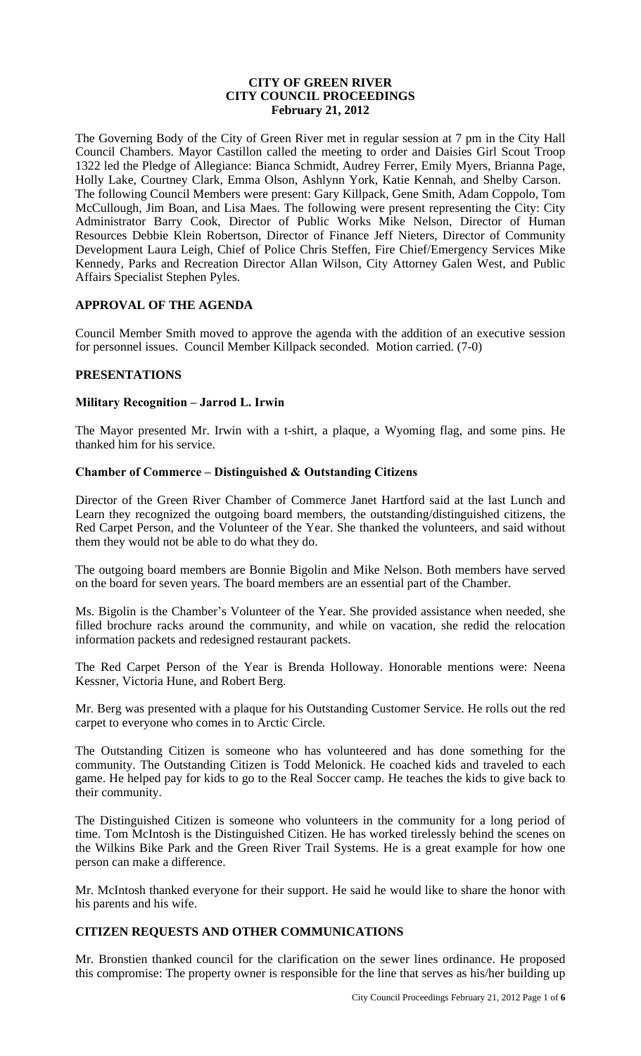# CITY OF GREEN RIVER
# CITY COUNCIL PROCEEDINGS
**February 21, 2012**

The Governing Body of the City of Green River met in regular session at 7 pm in the City Hall Council Chambers. Mayor Castillon called the meeting to order and Daisies Girl Scout Troop 1322 led the Pledge of Allegiance: Bianca Schmidt, Audrey Ferrer, Emily Myers, Brianna Page, Holly Lake, Courtney Clark, Emma Olson, Ashlynn York, Katie Kennah, and Shelby Carson. The following Council Members were present: Gary Killpack, Gene Smith, Adam Coppolo, Tom McCullough, Jim Boan, and Lisa Maes. The following were present representing the City: City Administrator Barry Cook, Director of Public Works Mike Nelson, Director of Human Resources Debbie Klein Robertson, Director of Finance Jeff Nieters, Director of Community Development Laura Leigh, Chief of Police Chris Steffen, Fire Chief/Emergency Services Mike Kennedy, Parks and Recreation Director Allan Wilson, City Attorney Galen West, and Public Affairs Specialist Stephen Pyles.

## APPROVAL OF THE AGENDA

Council Member Smith moved to approve the agenda with the addition of an executive session for personnel issues. Council Member Killpack seconded. Motion carried. (7-0)

## PRESENTATIONS

### Military Recognition – Jarrod L. Irwin

The Mayor presented Mr. Irwin with a t-shirt, a plaque, a Wyoming flag, and some pins. He thanked him for his service.

### Chamber of Commerce – Distinguished & Outstanding Citizens

Director of the Green River Chamber of Commerce Janet Hartford said at the last Lunch and Learn they recognized the outgoing board members, the outstanding/distinguished citizens, the Red Carpet Person, and the Volunteer of the Year. She thanked the volunteers, and said without them they would not be able to do what they do.

The outgoing board members are Bonnie Bigolin and Mike Nelson. Both members have served on the board for seven years. The board members are an essential part of the Chamber.

Ms. Bigolin is the Chamber's Volunteer of the Year. She provided assistance when needed, she filled brochure racks around the community, and while on vacation, she redid the relocation information packets and redesigned restaurant packets.

The Red Carpet Person of the Year is Brenda Holloway. Honorable mentions were: Neena Kessner, Victoria Hune, and Robert Berg.

Mr. Berg was presented with a plaque for his Outstanding Customer Service. He rolls out the red carpet to everyone who comes in to Arctic Circle.

The Outstanding Citizen is someone who has volunteered and has done something for the community. The Outstanding Citizen is Todd Melonick. He coached kids and traveled to each game. He helped pay for kids to go to the Real Soccer camp. He teaches the kids to give back to their community.

The Distinguished Citizen is someone who volunteers in the community for a long period of time. Tom McIntosh is the Distinguished Citizen. He has worked tirelessly behind the scenes on the Wilkins Bike Park and the Green River Trail Systems. He is a great example for how one person can make a difference.

Mr. McIntosh thanked everyone for their support. He said he would like to share the honor with his parents and his wife.

## CITIZEN REQUESTS AND OTHER COMMUNICATIONS

Mr. Bronstien thanked council for the clarification on the sewer lines ordinance. He proposed this compromise: The property owner is responsible for the line that serves as his/her building up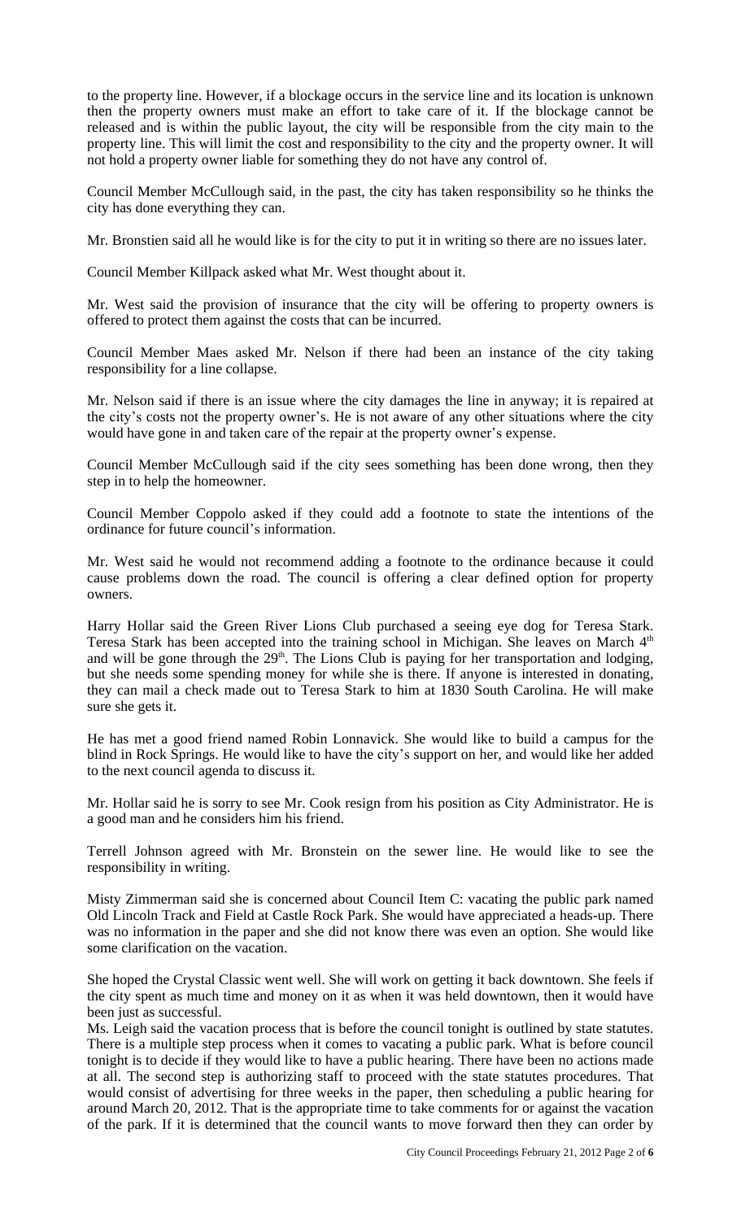to the property line. However, if a blockage occurs in the service line and its location is unknown then the property owners must make an effort to take care of it. If the blockage cannot be released and is within the public layout, the city will be responsible from the city main to the property line. This will limit the cost and responsibility to the city and the property owner. It will not hold a property owner liable for something they do not have any control of.

Council Member McCullough said, in the past, the city has taken responsibility so he thinks the city has done everything they can.

Mr. Bronstien said all he would like is for the city to put it in writing so there are no issues later.

Council Member Killpack asked what Mr. West thought about it.

Mr. West said the provision of insurance that the city will be offering to property owners is offered to protect them against the costs that can be incurred.

Council Member Maes asked Mr. Nelson if there had been an instance of the city taking responsibility for a line collapse.

Mr. Nelson said if there is an issue where the city damages the line in anyway; it is repaired at the city's costs not the property owner's. He is not aware of any other situations where the city would have gone in and taken care of the repair at the property owner's expense.

Council Member McCullough said if the city sees something has been done wrong, then they step in to help the homeowner.

Council Member Coppolo asked if they could add a footnote to state the intentions of the ordinance for future council's information.

Mr. West said he would not recommend adding a footnote to the ordinance because it could cause problems down the road. The council is offering a clear defined option for property owners.

Harry Hollar said the Green River Lions Club purchased a seeing eye dog for Teresa Stark. Teresa Stark has been accepted into the training school in Michigan. She leaves on March 4th and will be gone through the 29th. The Lions Club is paying for her transportation and lodging, but she needs some spending money for while she is there. If anyone is interested in donating, they can mail a check made out to Teresa Stark to him at 1830 South Carolina. He will make sure she gets it.

He has met a good friend named Robin Lonnavick. She would like to build a campus for the blind in Rock Springs. He would like to have the city's support on her, and would like her added to the next council agenda to discuss it.

Mr. Hollar said he is sorry to see Mr. Cook resign from his position as City Administrator. He is a good man and he considers him his friend.

Terrell Johnson agreed with Mr. Bronstein on the sewer line. He would like to see the responsibility in writing.

Misty Zimmerman said she is concerned about Council Item C: vacating the public park named Old Lincoln Track and Field at Castle Rock Park. She would have appreciated a heads-up. There was no information in the paper and she did not know there was even an option. She would like some clarification on the vacation.

She hoped the Crystal Classic went well. She will work on getting it back downtown. She feels if the city spent as much time and money on it as when it was held downtown, then it would have been just as successful.

Ms. Leigh said the vacation process that is before the council tonight is outlined by state statutes. There is a multiple step process when it comes to vacating a public park. What is before council tonight is to decide if they would like to have a public hearing. There have been no actions made at all. The second step is authorizing staff to proceed with the state statutes procedures. That would consist of advertising for three weeks in the paper, then scheduling a public hearing for around March 20, 2012. That is the appropriate time to take comments for or against the vacation of the park. If it is determined that the council wants to move forward then they can order by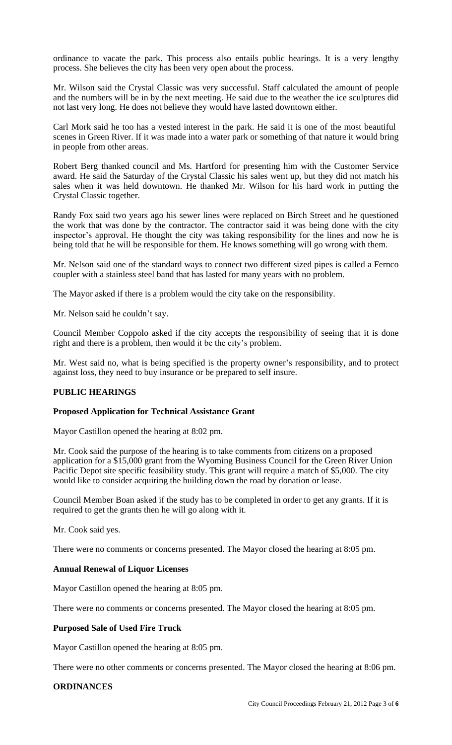ordinance to vacate the park. This process also entails public hearings. It is a very lengthy process. She believes the city has been very open about the process.

Mr. Wilson said the Crystal Classic was very successful. Staff calculated the amount of people and the numbers will be in by the next meeting. He said due to the weather the ice sculptures did not last very long. He does not believe they would have lasted downtown either.

Carl Mork said he too has a vested interest in the park. He said it is one of the most beautiful scenes in Green River. If it was made into a water park or something of that nature it would bring in people from other areas.

Robert Berg thanked council and Ms. Hartford for presenting him with the Customer Service award. He said the Saturday of the Crystal Classic his sales went up, but they did not match his sales when it was held downtown. He thanked Mr. Wilson for his hard work in putting the Crystal Classic together.

Randy Fox said two years ago his sewer lines were replaced on Birch Street and he questioned the work that was done by the contractor. The contractor said it was being done with the city inspector's approval. He thought the city was taking responsibility for the lines and now he is being told that he will be responsible for them. He knows something will go wrong with them.

Mr. Nelson said one of the standard ways to connect two different sized pipes is called a Fernco coupler with a stainless steel band that has lasted for many years with no problem.

The Mayor asked if there is a problem would the city take on the responsibility.

Mr. Nelson said he couldn't say.

Council Member Coppolo asked if the city accepts the responsibility of seeing that it is done right and there is a problem, then would it be the city's problem.

Mr. West said no, what is being specified is the property owner's responsibility, and to protect against loss, they need to buy insurance or be prepared to self insure.

## PUBLIC HEARINGS

### Proposed Application for Technical Assistance Grant

Mayor Castillon opened the hearing at 8:02 pm.

Mr. Cook said the purpose of the hearing is to take comments from citizens on a proposed application for a $15,000 grant from the Wyoming Business Council for the Green River Union Pacific Depot site specific feasibility study. This grant will require a match of $5,000. The city would like to consider acquiring the building down the road by donation or lease.

Council Member Boan asked if the study has to be completed in order to get any grants. If it is required to get the grants then he will go along with it.

Mr. Cook said yes.

There were no comments or concerns presented. The Mayor closed the hearing at 8:05 pm.

### Annual Renewal of Liquor Licenses

Mayor Castillon opened the hearing at 8:05 pm.

There were no comments or concerns presented. The Mayor closed the hearing at 8:05 pm.

### Purposed Sale of Used Fire Truck

Mayor Castillon opened the hearing at 8:05 pm.

There were no other comments or concerns presented. The Mayor closed the hearing at 8:06 pm.

## ORDINANCES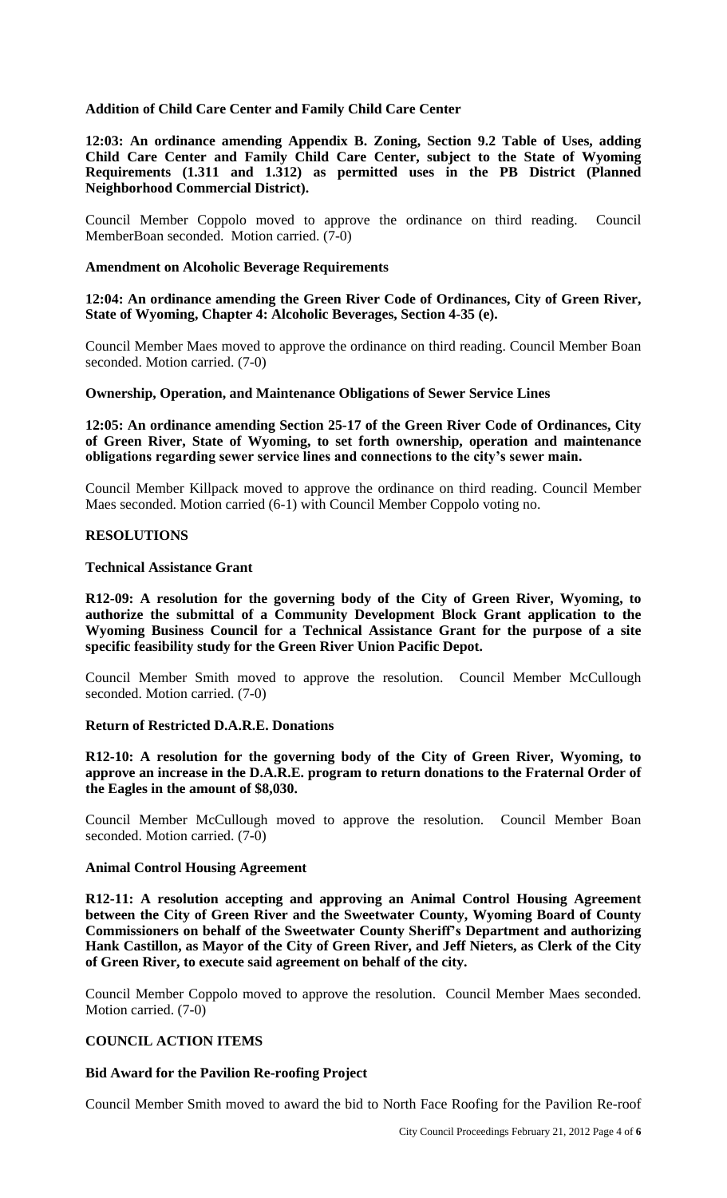**Addition of Child Care Center and Family Child Care Center**

**12:03: An ordinance amending Appendix B. Zoning, Section 9.2 Table of Uses, adding Child Care Center and Family Child Care Center, subject to the State of Wyoming Requirements (1.311 and 1.312) as permitted uses in the PB District (Planned Neighborhood Commercial District).**

Council Member Coppolo moved to approve the ordinance on third reading. Council MemberBoan seconded. Motion carried. (7-0)

**Amendment on Alcoholic Beverage Requirements**

**12:04: An ordinance amending the Green River Code of Ordinances, City of Green River, State of Wyoming, Chapter 4: Alcoholic Beverages, Section 4-35 (e).**

Council Member Maes moved to approve the ordinance on third reading. Council Member Boan seconded. Motion carried. (7-0)

**Ownership, Operation, and Maintenance Obligations of Sewer Service Lines**

**12:05: An ordinance amending Section 25-17 of the Green River Code of Ordinances, City of Green River, State of Wyoming, to set forth ownership, operation and maintenance obligations regarding sewer service lines and connections to the city's sewer main.**

Council Member Killpack moved to approve the ordinance on third reading. Council Member Maes seconded. Motion carried (6-1) with Council Member Coppolo voting no.

**RESOLUTIONS**

**Technical Assistance Grant**

**R12-09: A resolution for the governing body of the City of Green River, Wyoming, to authorize the submittal of a Community Development Block Grant application to the Wyoming Business Council for a Technical Assistance Grant for the purpose of a site specific feasibility study for the Green River Union Pacific Depot.**

Council Member Smith moved to approve the resolution. Council Member McCullough seconded. Motion carried. (7-0)

**Return of Restricted D.A.R.E. Donations**

**R12-10: A resolution for the governing body of the City of Green River, Wyoming, to approve an increase in the D.A.R.E. program to return donations to the Fraternal Order of the Eagles in the amount of $8,030.**

Council Member McCullough moved to approve the resolution. Council Member Boan seconded. Motion carried. (7-0)

**Animal Control Housing Agreement**

**R12-11: A resolution accepting and approving an Animal Control Housing Agreement between the City of Green River and the Sweetwater County, Wyoming Board of County Commissioners on behalf of the Sweetwater County Sheriff's Department and authorizing Hank Castillon, as Mayor of the City of Green River, and Jeff Nieters, as Clerk of the City of Green River, to execute said agreement on behalf of the city.**

Council Member Coppolo moved to approve the resolution. Council Member Maes seconded. Motion carried. (7-0)

**COUNCIL ACTION ITEMS**

**Bid Award for the Pavilion Re-roofing Project**

Council Member Smith moved to award the bid to North Face Roofing for the Pavilion Re-roof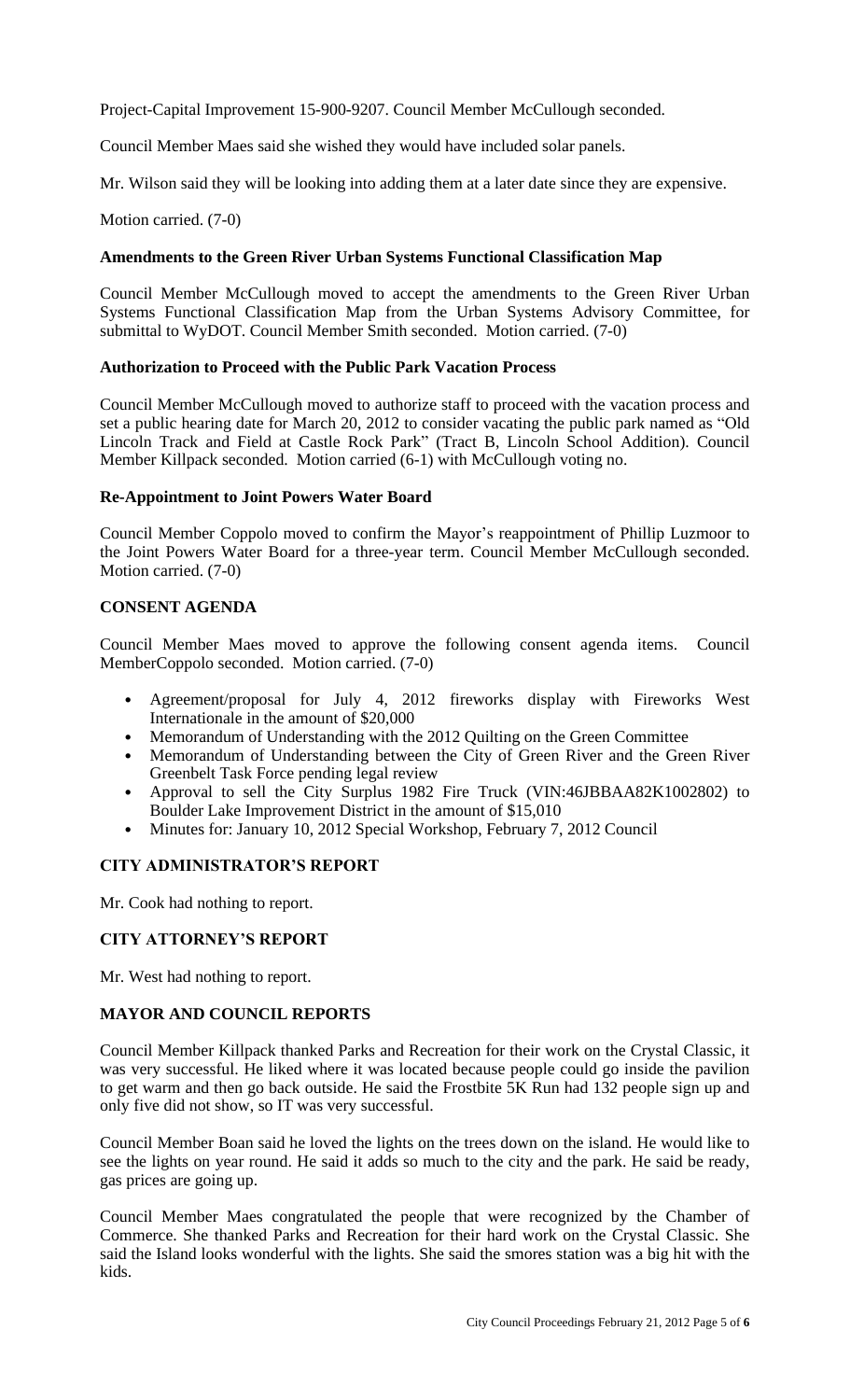Project-Capital Improvement 15-900-9207. Council Member McCullough seconded.

Council Member Maes said she wished they would have included solar panels.

Mr. Wilson said they will be looking into adding them at a later date since they are expensive.

Motion carried. (7-0)

**Amendments to the Green River Urban Systems Functional Classification Map**

Council Member McCullough moved to accept the amendments to the Green River Urban Systems Functional Classification Map from the Urban Systems Advisory Committee, for submittal to WyDOT. Council Member Smith seconded. Motion carried. (7-0)

**Authorization to Proceed with the Public Park Vacation Process**

Council Member McCullough moved to authorize staff to proceed with the vacation process and set a public hearing date for March 20, 2012 to consider vacating the public park named as "Old Lincoln Track and Field at Castle Rock Park" (Tract B, Lincoln School Addition). Council Member Killpack seconded. Motion carried (6-1) with McCullough voting no.

**Re-Appointment to Joint Powers Water Board**

Council Member Coppolo moved to confirm the Mayor's reappointment of Phillip Luzmoor to the Joint Powers Water Board for a three-year term. Council Member McCullough seconded. Motion carried. (7-0)

**CONSENT AGENDA**

Council Member Maes moved to approve the following consent agenda items. Council MemberCoppolo seconded. Motion carried. (7-0)

- Agreement/proposal for July 4, 2012 fireworks display with Fireworks West Internationale in the amount of $20,000
- Memorandum of Understanding with the 2012 Quilting on the Green Committee
- Memorandum of Understanding between the City of Green River and the Green River Greenbelt Task Force pending legal review
- Approval to sell the City Surplus 1982 Fire Truck (VIN:46JBBAA82K1002802) to Boulder Lake Improvement District in the amount of $15,010
- Minutes for: January 10, 2012 Special Workshop, February 7, 2012 Council

**CITY ADMINISTRATOR'S REPORT**

Mr. Cook had nothing to report.

**CITY ATTORNEY'S REPORT**

Mr. West had nothing to report.

**MAYOR AND COUNCIL REPORTS**

Council Member Killpack thanked Parks and Recreation for their work on the Crystal Classic, it was very successful. He liked where it was located because people could go inside the pavilion to get warm and then go back outside. He said the Frostbite 5K Run had 132 people sign up and only five did not show, so IT was very successful.

Council Member Boan said he loved the lights on the trees down on the island. He would like to see the lights on year round. He said it adds so much to the city and the park. He said be ready, gas prices are going up.

Council Member Maes congratulated the people that were recognized by the Chamber of Commerce. She thanked Parks and Recreation for their hard work on the Crystal Classic. She said the Island looks wonderful with the lights. She said the smores station was a big hit with the kids.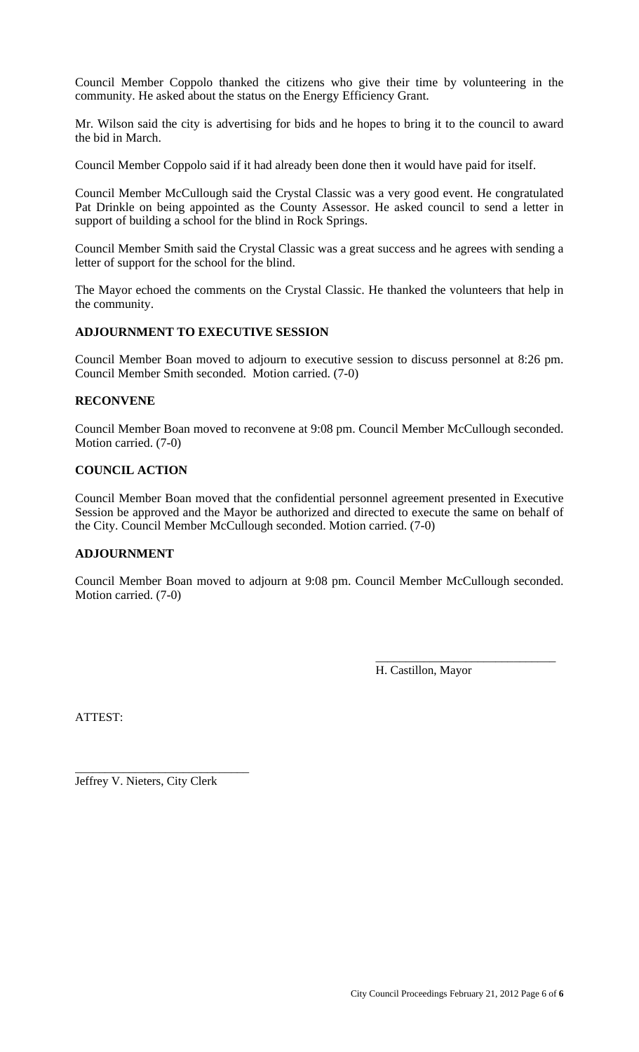Council Member Coppolo thanked the citizens who give their time by volunteering in the community. He asked about the status on the Energy Efficiency Grant.

Mr. Wilson said the city is advertising for bids and he hopes to bring it to the council to award the bid in March.

Council Member Coppolo said if it had already been done then it would have paid for itself.

Council Member McCullough said the Crystal Classic was a very good event. He congratulated Pat Drinkle on being appointed as the County Assessor. He asked council to send a letter in support of building a school for the blind in Rock Springs.

Council Member Smith said the Crystal Classic was a great success and he agrees with sending a letter of support for the school for the blind.

The Mayor echoed the comments on the Crystal Classic. He thanked the volunteers that help in the community.

**ADJOURNMENT TO EXECUTIVE SESSION**

Council Member Boan moved to adjourn to executive session to discuss personnel at 8:26 pm. Council Member Smith seconded. Motion carried. (7-0)

**RECONVENE**

Council Member Boan moved to reconvene at 9:08 pm. Council Member McCullough seconded. Motion carried. (7-0)

**COUNCIL ACTION**

Council Member Boan moved that the confidential personnel agreement presented in Executive Session be approved and the Mayor be authorized and directed to execute the same on behalf of the City. Council Member McCullough seconded. Motion carried. (7-0)

**ADJOURNMENT**

Council Member Boan moved to adjourn at 9:08 pm. Council Member McCullough seconded. Motion carried. (7-0)

\_\_\_\_\_\_\_\_\_\_\_\_\_\_\_\_\_\_\_\_\_\_\_\_\_\_\_\_\_\_

H. Castillon, Mayor

ATTEST:

\_\_\_\_\_\_\_\_\_\_\_\_\_\_\_\_\_\_\_\_\_\_\_\_\_\_\_\_\_\_

Jeffrey V. Nieters, City Clerk